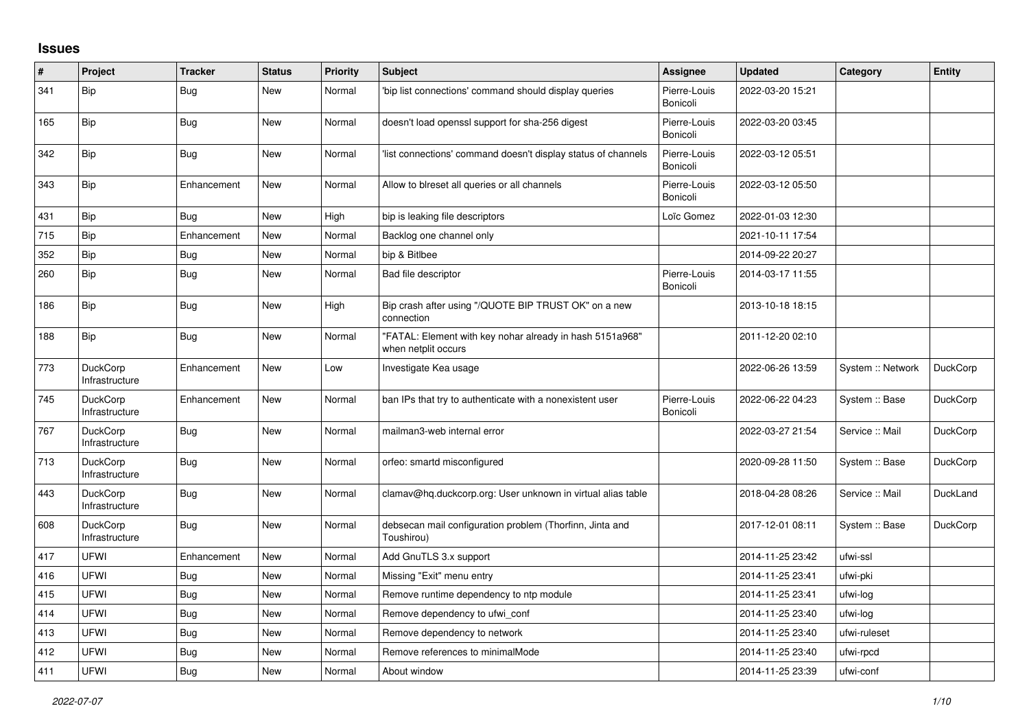# Issues

| # | Project | Tracker | Status | Priority | Subject | Assignee | Updated | Category | Entity |
|---|---|---|---|---|---|---|---|---|---|
| 341 | Bip | Bug | New | Normal | 'bip list connections' command should display queries | Pierre-Louis Bonicoli | 2022-03-20 15:21 | | |
| 165 | Bip | Bug | New | Normal | doesn't load openssl support for sha-256 digest | Pierre-Louis Bonicoli | 2022-03-20 03:45 | | |
| 342 | Bip | Bug | New | Normal | 'list connections' command doesn't display status of channels | Pierre-Louis Bonicoli | 2022-03-12 05:51 | | |
| 343 | Bip | Enhancement | New | Normal | Allow to blreset all queries or all channels | Pierre-Louis Bonicoli | 2022-03-12 05:50 | | |
| 431 | Bip | Bug | New | High | bip is leaking file descriptors | Loïc Gomez | 2022-01-03 12:30 | | |
| 715 | Bip | Enhancement | New | Normal | Backlog one channel only | | 2021-10-11 17:54 | | |
| 352 | Bip | Bug | New | Normal | bip & Bitlbee | | 2014-09-22 20:27 | | |
| 260 | Bip | Bug | New | Normal | Bad file descriptor | Pierre-Louis Bonicoli | 2014-03-17 11:55 | | |
| 186 | Bip | Bug | New | High | Bip crash after using "/QUOTE BIP TRUST OK" on a new connection | | 2013-10-18 18:15 | | |
| 188 | Bip | Bug | New | Normal | "FATAL: Element with key nohar already in hash 5151a968" when netplit occurs | | 2011-12-20 02:10 | | |
| 773 | DuckCorp Infrastructure | Enhancement | New | Low | Investigate Kea usage | | 2022-06-26 13:59 | System :: Network | DuckCorp |
| 745 | DuckCorp Infrastructure | Enhancement | New | Normal | ban IPs that try to authenticate with a nonexistent user | Pierre-Louis Bonicoli | 2022-06-22 04:23 | System :: Base | DuckCorp |
| 767 | DuckCorp Infrastructure | Bug | New | Normal | mailman3-web internal error | | 2022-03-27 21:54 | Service :: Mail | DuckCorp |
| 713 | DuckCorp Infrastructure | Bug | New | Normal | orfeo: smartd misconfigured | | 2020-09-28 11:50 | System :: Base | DuckCorp |
| 443 | DuckCorp Infrastructure | Bug | New | Normal | clamav@hq.duckcorp.org: User unknown in virtual alias table | | 2018-04-28 08:26 | Service :: Mail | DuckLand |
| 608 | DuckCorp Infrastructure | Bug | New | Normal | debsecan mail configuration problem (Thorfinn, Jinta and Toushirou) | | 2017-12-01 08:11 | System :: Base | DuckCorp |
| 417 | UFWI | Enhancement | New | Normal | Add GnuTLS 3.x support | | 2014-11-25 23:42 | ufwi-ssl | |
| 416 | UFWI | Bug | New | Normal | Missing "Exit" menu entry | | 2014-11-25 23:41 | ufwi-pki | |
| 415 | UFWI | Bug | New | Normal | Remove runtime dependency to ntp module | | 2014-11-25 23:41 | ufwi-log | |
| 414 | UFWI | Bug | New | Normal | Remove dependency to ufwi_conf | | 2014-11-25 23:40 | ufwi-log | |
| 413 | UFWI | Bug | New | Normal | Remove dependency to network | | 2014-11-25 23:40 | ufwi-ruleset | |
| 412 | UFWI | Bug | New | Normal | Remove references to minimalMode | | 2014-11-25 23:40 | ufwi-rpcd | |
| 411 | UFWI | Bug | New | Normal | About window | | 2014-11-25 23:39 | ufwi-conf | |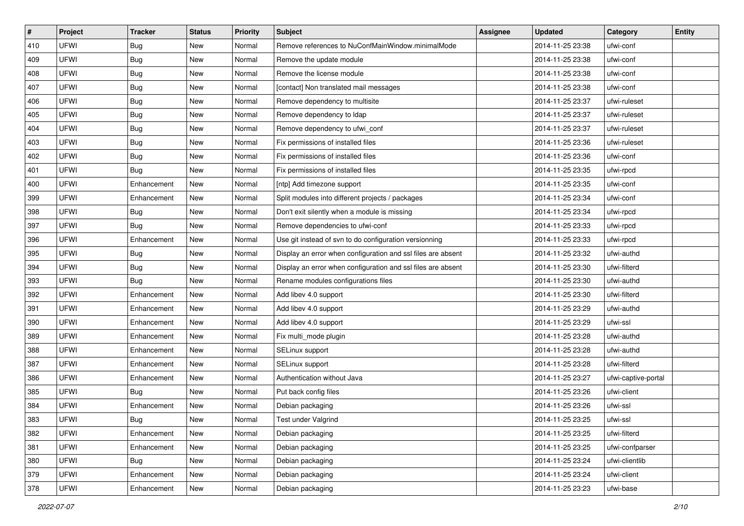| # | Project | Tracker | Status | Priority | Subject | Assignee | Updated | Category | Entity |
|---|---|---|---|---|---|---|---|---|---|
| 410 | UFWI | Bug | New | Normal | Remove references to NuConfMainWindow.minimalMode | | 2014-11-25 23:38 | ufwi-conf | |
| 409 | UFWI | Bug | New | Normal | Remove the update module | | 2014-11-25 23:38 | ufwi-conf | |
| 408 | UFWI | Bug | New | Normal | Remove the license module | | 2014-11-25 23:38 | ufwi-conf | |
| 407 | UFWI | Bug | New | Normal | [contact] Non translated mail messages | | 2014-11-25 23:38 | ufwi-conf | |
| 406 | UFWI | Bug | New | Normal | Remove dependency to multisite | | 2014-11-25 23:37 | ufwi-ruleset | |
| 405 | UFWI | Bug | New | Normal | Remove dependency to ldap | | 2014-11-25 23:37 | ufwi-ruleset | |
| 404 | UFWI | Bug | New | Normal | Remove dependency to ufwi_conf | | 2014-11-25 23:37 | ufwi-ruleset | |
| 403 | UFWI | Bug | New | Normal | Fix permissions of installed files | | 2014-11-25 23:36 | ufwi-ruleset | |
| 402 | UFWI | Bug | New | Normal | Fix permissions of installed files | | 2014-11-25 23:36 | ufwi-conf | |
| 401 | UFWI | Bug | New | Normal | Fix permissions of installed files | | 2014-11-25 23:35 | ufwi-rpcd | |
| 400 | UFWI | Enhancement | New | Normal | [ntp] Add timezone support | | 2014-11-25 23:35 | ufwi-conf | |
| 399 | UFWI | Enhancement | New | Normal | Split modules into different projects / packages | | 2014-11-25 23:34 | ufwi-conf | |
| 398 | UFWI | Bug | New | Normal | Don't exit silently when a module is missing | | 2014-11-25 23:34 | ufwi-rpcd | |
| 397 | UFWI | Bug | New | Normal | Remove dependencies to ufwi-conf | | 2014-11-25 23:33 | ufwi-rpcd | |
| 396 | UFWI | Enhancement | New | Normal | Use git instead of svn to do configuration versionning | | 2014-11-25 23:33 | ufwi-rpcd | |
| 395 | UFWI | Bug | New | Normal | Display an error when configuration and ssl files are absent | | 2014-11-25 23:32 | ufwi-authd | |
| 394 | UFWI | Bug | New | Normal | Display an error when configuration and ssl files are absent | | 2014-11-25 23:30 | ufwi-filterd | |
| 393 | UFWI | Bug | New | Normal | Rename modules configurations files | | 2014-11-25 23:30 | ufwi-authd | |
| 392 | UFWI | Enhancement | New | Normal | Add libev 4.0 support | | 2014-11-25 23:30 | ufwi-filterd | |
| 391 | UFWI | Enhancement | New | Normal | Add libev 4.0 support | | 2014-11-25 23:29 | ufwi-authd | |
| 390 | UFWI | Enhancement | New | Normal | Add libev 4.0 support | | 2014-11-25 23:29 | ufwi-ssl | |
| 389 | UFWI | Enhancement | New | Normal | Fix multi_mode plugin | | 2014-11-25 23:28 | ufwi-authd | |
| 388 | UFWI | Enhancement | New | Normal | SELinux support | | 2014-11-25 23:28 | ufwi-authd | |
| 387 | UFWI | Enhancement | New | Normal | SELinux support | | 2014-11-25 23:28 | ufwi-filterd | |
| 386 | UFWI | Enhancement | New | Normal | Authentication without Java | | 2014-11-25 23:27 | ufwi-captive-portal | |
| 385 | UFWI | Bug | New | Normal | Put back config files | | 2014-11-25 23:26 | ufwi-client | |
| 384 | UFWI | Enhancement | New | Normal | Debian packaging | | 2014-11-25 23:26 | ufwi-ssl | |
| 383 | UFWI | Bug | New | Normal | Test under Valgrind | | 2014-11-25 23:25 | ufwi-ssl | |
| 382 | UFWI | Enhancement | New | Normal | Debian packaging | | 2014-11-25 23:25 | ufwi-filterd | |
| 381 | UFWI | Enhancement | New | Normal | Debian packaging | | 2014-11-25 23:25 | ufwi-confparser | |
| 380 | UFWI | Bug | New | Normal | Debian packaging | | 2014-11-25 23:24 | ufwi-clientlib | |
| 379 | UFWI | Enhancement | New | Normal | Debian packaging | | 2014-11-25 23:24 | ufwi-client | |
| 378 | UFWI | Enhancement | New | Normal | Debian packaging | | 2014-11-25 23:23 | ufwi-base | |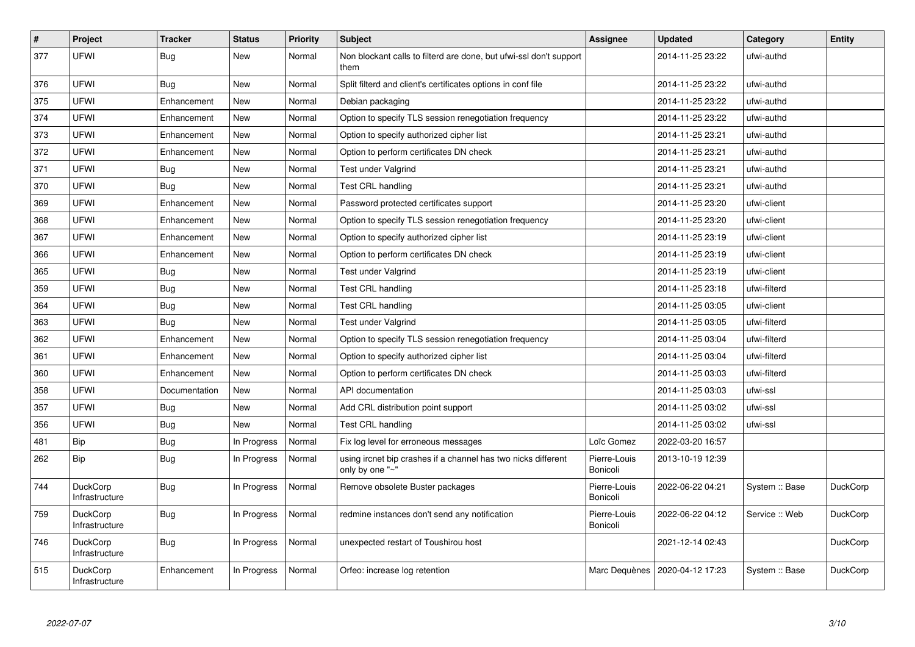| # | Project | Tracker | Status | Priority | Subject | Assignee | Updated | Category | Entity |
| --- | --- | --- | --- | --- | --- | --- | --- | --- | --- |
| 377 | UFWI | Bug | New | Normal | Non blockant calls to filterd are done, but ufwi-ssl don't support them | | 2014-11-25 23:22 | ufwi-authd | |
| 376 | UFWI | Bug | New | Normal | Split filterd and client's certificates options in conf file | | 2014-11-25 23:22 | ufwi-authd | |
| 375 | UFWI | Enhancement | New | Normal | Debian packaging | | 2014-11-25 23:22 | ufwi-authd | |
| 374 | UFWI | Enhancement | New | Normal | Option to specify TLS session renegotiation frequency | | 2014-11-25 23:22 | ufwi-authd | |
| 373 | UFWI | Enhancement | New | Normal | Option to specify authorized cipher list | | 2014-11-25 23:21 | ufwi-authd | |
| 372 | UFWI | Enhancement | New | Normal | Option to perform certificates DN check | | 2014-11-25 23:21 | ufwi-authd | |
| 371 | UFWI | Bug | New | Normal | Test under Valgrind | | 2014-11-25 23:21 | ufwi-authd | |
| 370 | UFWI | Bug | New | Normal | Test CRL handling | | 2014-11-25 23:21 | ufwi-authd | |
| 369 | UFWI | Enhancement | New | Normal | Password protected certificates support | | 2014-11-25 23:20 | ufwi-client | |
| 368 | UFWI | Enhancement | New | Normal | Option to specify TLS session renegotiation frequency | | 2014-11-25 23:20 | ufwi-client | |
| 367 | UFWI | Enhancement | New | Normal | Option to specify authorized cipher list | | 2014-11-25 23:19 | ufwi-client | |
| 366 | UFWI | Enhancement | New | Normal | Option to perform certificates DN check | | 2014-11-25 23:19 | ufwi-client | |
| 365 | UFWI | Bug | New | Normal | Test under Valgrind | | 2014-11-25 23:19 | ufwi-client | |
| 359 | UFWI | Bug | New | Normal | Test CRL handling | | 2014-11-25 23:18 | ufwi-filterd | |
| 364 | UFWI | Bug | New | Normal | Test CRL handling | | 2014-11-25 03:05 | ufwi-client | |
| 363 | UFWI | Bug | New | Normal | Test under Valgrind | | 2014-11-25 03:05 | ufwi-filterd | |
| 362 | UFWI | Enhancement | New | Normal | Option to specify TLS session renegotiation frequency | | 2014-11-25 03:04 | ufwi-filterd | |
| 361 | UFWI | Enhancement | New | Normal | Option to specify authorized cipher list | | 2014-11-25 03:04 | ufwi-filterd | |
| 360 | UFWI | Enhancement | New | Normal | Option to perform certificates DN check | | 2014-11-25 03:03 | ufwi-filterd | |
| 358 | UFWI | Documentation | New | Normal | API documentation | | 2014-11-25 03:03 | ufwi-ssl | |
| 357 | UFWI | Bug | New | Normal | Add CRL distribution point support | | 2014-11-25 03:02 | ufwi-ssl | |
| 356 | UFWI | Bug | New | Normal | Test CRL handling | | 2014-11-25 03:02 | ufwi-ssl | |
| 481 | Bip | Bug | In Progress | Normal | Fix log level for erroneous messages | Loïc Gomez | 2022-03-20 16:57 | | |
| 262 | Bip | Bug | In Progress | Normal | using ircnet bip crashes if a channel has two nicks different only by one "~" | Pierre-Louis Bonicoli | 2013-10-19 12:39 | | |
| 744 | DuckCorp Infrastructure | Bug | In Progress | Normal | Remove obsolete Buster packages | Pierre-Louis Bonicoli | 2022-06-22 04:21 | System :: Base | DuckCorp |
| 759 | DuckCorp Infrastructure | Bug | In Progress | Normal | redmine instances don't send any notification | Pierre-Louis Bonicoli | 2022-06-22 04:12 | Service :: Web | DuckCorp |
| 746 | DuckCorp Infrastructure | Bug | In Progress | Normal | unexpected restart of Toushirou host | | 2021-12-14 02:43 | | DuckCorp |
| 515 | DuckCorp Infrastructure | Enhancement | In Progress | Normal | Orfeo: increase log retention | Marc Dequènes | 2020-04-12 17:23 | System :: Base | DuckCorp |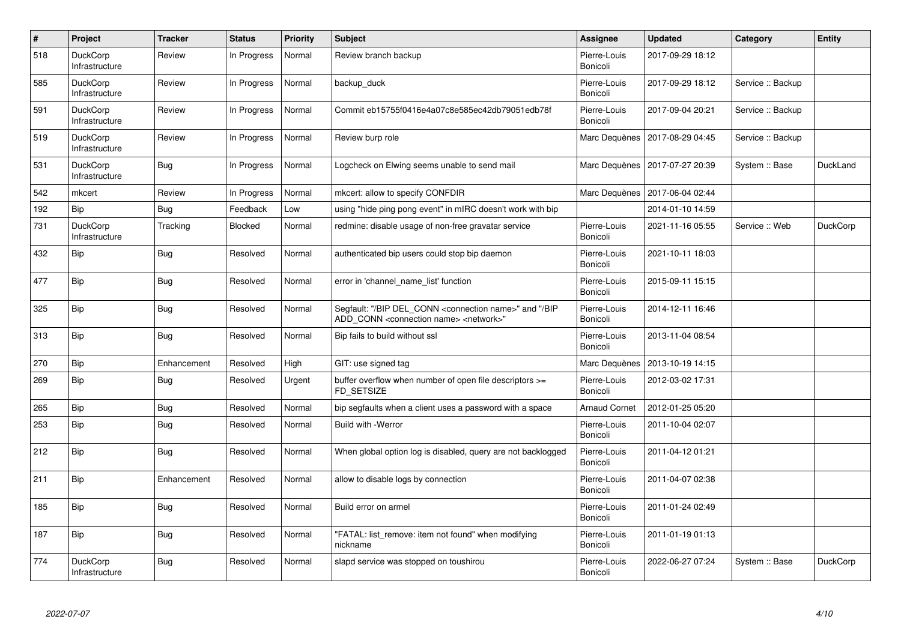| # | Project | Tracker | Status | Priority | Subject | Assignee | Updated | Category | Entity |
|---|---|---|---|---|---|---|---|---|---|
| 518 | DuckCorp Infrastructure | Review | In Progress | Normal | Review branch backup | Pierre-Louis Bonicoli | 2017-09-29 18:12 | | |
| 585 | DuckCorp Infrastructure | Review | In Progress | Normal | backup_duck | Pierre-Louis Bonicoli | 2017-09-29 18:12 | Service :: Backup | |
| 591 | DuckCorp Infrastructure | Review | In Progress | Normal | Commit eb15755f0416e4a07c8e585ec42db79051edb78f | Pierre-Louis Bonicoli | 2017-09-04 20:21 | Service :: Backup | |
| 519 | DuckCorp Infrastructure | Review | In Progress | Normal | Review burp role | Marc Dequènes | 2017-08-29 04:45 | Service :: Backup | |
| 531 | DuckCorp Infrastructure | Bug | In Progress | Normal | Logcheck on Elwing seems unable to send mail | Marc Dequènes | 2017-07-27 20:39 | System :: Base | DuckLand |
| 542 | mkcert | Review | In Progress | Normal | mkcert: allow to specify CONFDIR | Marc Dequènes | 2017-06-04 02:44 | | |
| 192 | Bip | Bug | Feedback | Low | using "hide ping pong event" in mIRC doesn't work with bip | | 2014-01-10 14:59 | | |
| 731 | DuckCorp Infrastructure | Tracking | Blocked | Normal | redmine: disable usage of non-free gravatar service | Pierre-Louis Bonicoli | 2021-11-16 05:55 | Service :: Web | DuckCorp |
| 432 | Bip | Bug | Resolved | Normal | authenticated bip users could stop bip daemon | Pierre-Louis Bonicoli | 2021-10-11 18:03 | | |
| 477 | Bip | Bug | Resolved | Normal | error in 'channel_name_list' function | Pierre-Louis Bonicoli | 2015-09-11 15:15 | | |
| 325 | Bip | Bug | Resolved | Normal | Segfault: "/BIP DEL_CONN <connection name>" and "/BIP ADD_CONN <connection name> <network>" | Pierre-Louis Bonicoli | 2014-12-11 16:46 | | |
| 313 | Bip | Bug | Resolved | Normal | Bip fails to build without ssl | Pierre-Louis Bonicoli | 2013-11-04 08:54 | | |
| 270 | Bip | Enhancement | Resolved | High | GIT: use signed tag | Marc Dequènes | 2013-10-19 14:15 | | |
| 269 | Bip | Bug | Resolved | Urgent | buffer overflow when number of open file descriptors >= FD_SETSIZE | Pierre-Louis Bonicoli | 2012-03-02 17:31 | | |
| 265 | Bip | Bug | Resolved | Normal | bip segfaults when a client uses a password with a space | Arnaud Cornet | 2012-01-25 05:20 | | |
| 253 | Bip | Bug | Resolved | Normal | Build with -Werror | Pierre-Louis Bonicoli | 2011-10-04 02:07 | | |
| 212 | Bip | Bug | Resolved | Normal | When global option log is disabled, query are not backlogged | Pierre-Louis Bonicoli | 2011-04-12 01:21 | | |
| 211 | Bip | Enhancement | Resolved | Normal | allow to disable logs by connection | Pierre-Louis Bonicoli | 2011-04-07 02:38 | | |
| 185 | Bip | Bug | Resolved | Normal | Build error on armel | Pierre-Louis Bonicoli | 2011-01-24 02:49 | | |
| 187 | Bip | Bug | Resolved | Normal | "FATAL: list_remove: item not found" when modifying nickname | Pierre-Louis Bonicoli | 2011-01-19 01:13 | | |
| 774 | DuckCorp Infrastructure | Bug | Resolved | Normal | slapd service was stopped on toushirou | Pierre-Louis Bonicoli | 2022-06-27 07:24 | System :: Base | DuckCorp |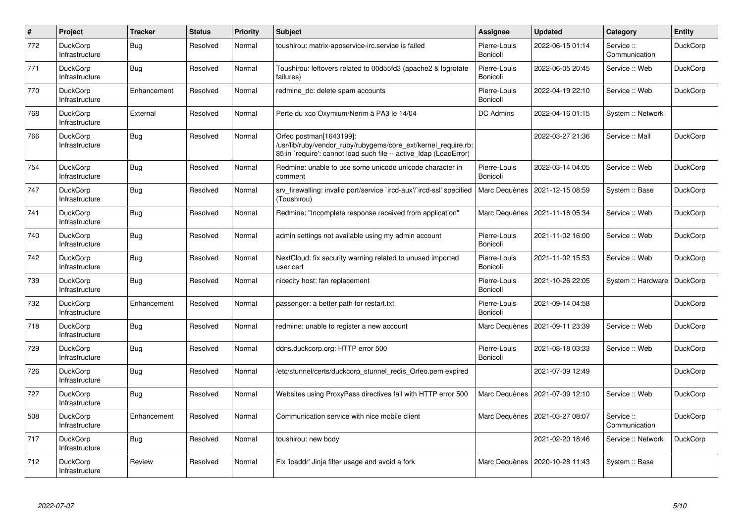| # | Project | Tracker | Status | Priority | Subject | Assignee | Updated | Category | Entity |
|---|---|---|---|---|---|---|---|---|---|
| 772 | DuckCorp Infrastructure | Bug | Resolved | Normal | toushirou: matrix-appservice-irc.service is failed | Pierre-Louis Bonicoli | 2022-06-15 01:14 | Service :: Communication | DuckCorp |
| 771 | DuckCorp Infrastructure | Bug | Resolved | Normal | Toushirou: leftovers related to 00d55fd3 (apache2 & logrotate failures) | Pierre-Louis Bonicoli | 2022-06-05 20:45 | Service :: Web | DuckCorp |
| 770 | DuckCorp Infrastructure | Enhancement | Resolved | Normal | redmine_dc: delete spam accounts | Pierre-Louis Bonicoli | 2022-04-19 22:10 | Service :: Web | DuckCorp |
| 768 | DuckCorp Infrastructure | External | Resolved | Normal | Perte du xco Oxymium/Nerim à PA3 le 14/04 | DC Admins | 2022-04-16 01:15 | System :: Network | |
| 766 | DuckCorp Infrastructure | Bug | Resolved | Normal | Orfeo postman[1643199]: /usr/lib/ruby/vendor_ruby/rubygems/core_ext/kernel_require.rb:85:in `require': cannot load such file -- active_ldap (LoadError) | | 2022-03-27 21:36 | Service :: Mail | DuckCorp |
| 754 | DuckCorp Infrastructure | Bug | Resolved | Normal | Redmine: unable to use some unicode unicode character in comment | Pierre-Louis Bonicoli | 2022-03-14 04:05 | Service :: Web | DuckCorp |
| 747 | DuckCorp Infrastructure | Bug | Resolved | Normal | srv_firewalling: invalid port/service `ircd-aux'/`ircd-ssl' specified (Toushirou) | Marc Dequènes | 2021-12-15 08:59 | System :: Base | DuckCorp |
| 741 | DuckCorp Infrastructure | Bug | Resolved | Normal | Redmine: "Incomplete response received from application" | Marc Dequènes | 2021-11-16 05:34 | Service :: Web | DuckCorp |
| 740 | DuckCorp Infrastructure | Bug | Resolved | Normal | admin settings not available using my admin account | Pierre-Louis Bonicoli | 2021-11-02 16:00 | Service :: Web | DuckCorp |
| 742 | DuckCorp Infrastructure | Bug | Resolved | Normal | NextCloud: fix security warning related to unused imported user cert | Pierre-Louis Bonicoli | 2021-11-02 15:53 | Service :: Web | DuckCorp |
| 739 | DuckCorp Infrastructure | Bug | Resolved | Normal | nicecity host: fan replacement | Pierre-Louis Bonicoli | 2021-10-26 22:05 | System :: Hardware | DuckCorp |
| 732 | DuckCorp Infrastructure | Enhancement | Resolved | Normal | passenger: a better path for restart.txt | Pierre-Louis Bonicoli | 2021-09-14 04:58 | | DuckCorp |
| 718 | DuckCorp Infrastructure | Bug | Resolved | Normal | redmine: unable to register a new account | Marc Dequènes | 2021-09-11 23:39 | Service :: Web | DuckCorp |
| 729 | DuckCorp Infrastructure | Bug | Resolved | Normal | ddns.duckcorp.org: HTTP error 500 | Pierre-Louis Bonicoli | 2021-08-18 03:33 | Service :: Web | DuckCorp |
| 726 | DuckCorp Infrastructure | Bug | Resolved | Normal | /etc/stunnel/certs/duckcorp_stunnel_redis_Orfeo.pem expired | | 2021-07-09 12:49 | | DuckCorp |
| 727 | DuckCorp Infrastructure | Bug | Resolved | Normal | Websites using ProxyPass directives fail with HTTP error 500 | Marc Dequènes | 2021-07-09 12:10 | Service :: Web | DuckCorp |
| 508 | DuckCorp Infrastructure | Enhancement | Resolved | Normal | Communication service with nice mobile client | Marc Dequènes | 2021-03-27 08:07 | Service :: Communication | DuckCorp |
| 717 | DuckCorp Infrastructure | Bug | Resolved | Normal | toushirou: new body | | 2021-02-20 18:46 | Service :: Network | DuckCorp |
| 712 | DuckCorp Infrastructure | Review | Resolved | Normal | Fix 'ipaddr' Jinja filter usage and avoid a fork | Marc Dequènes | 2020-10-28 11:43 | System :: Base | |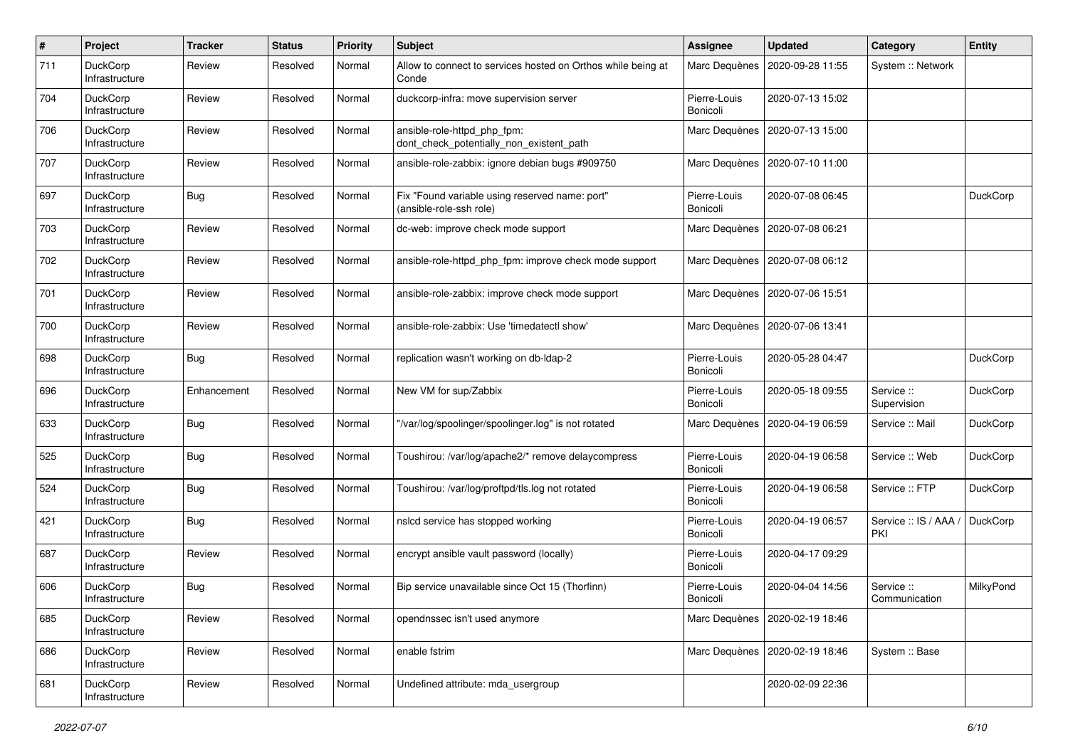| # | Project | Tracker | Status | Priority | Subject | Assignee | Updated | Category | Entity |
|---|---|---|---|---|---|---|---|---|---|
| 711 | DuckCorp Infrastructure | Review | Resolved | Normal | Allow to connect to services hosted on Orthos while being at Conde | Marc Dequènes | 2020-09-28 11:55 | System :: Network | |
| 704 | DuckCorp Infrastructure | Review | Resolved | Normal | duckcorp-infra: move supervision server | Pierre-Louis Bonicoli | 2020-07-13 15:02 | | |
| 706 | DuckCorp Infrastructure | Review | Resolved | Normal | ansible-role-httpd_php_fpm: dont_check_potentially_non_existent_path | Marc Dequènes | 2020-07-13 15:00 | | |
| 707 | DuckCorp Infrastructure | Review | Resolved | Normal | ansible-role-zabbix: ignore debian bugs #909750 | Marc Dequènes | 2020-07-10 11:00 | | |
| 697 | DuckCorp Infrastructure | Bug | Resolved | Normal | Fix "Found variable using reserved name: port" (ansible-role-ssh role) | Pierre-Louis Bonicoli | 2020-07-08 06:45 | | DuckCorp |
| 703 | DuckCorp Infrastructure | Review | Resolved | Normal | dc-web: improve check mode support | Marc Dequènes | 2020-07-08 06:21 | | |
| 702 | DuckCorp Infrastructure | Review | Resolved | Normal | ansible-role-httpd_php_fpm: improve check mode support | Marc Dequènes | 2020-07-08 06:12 | | |
| 701 | DuckCorp Infrastructure | Review | Resolved | Normal | ansible-role-zabbix: improve check mode support | Marc Dequènes | 2020-07-06 15:51 | | |
| 700 | DuckCorp Infrastructure | Review | Resolved | Normal | ansible-role-zabbix: Use 'timedatectl show' | Marc Dequènes | 2020-07-06 13:41 | | |
| 698 | DuckCorp Infrastructure | Bug | Resolved | Normal | replication wasn't working on db-ldap-2 | Pierre-Louis Bonicoli | 2020-05-28 04:47 | | DuckCorp |
| 696 | DuckCorp Infrastructure | Enhancement | Resolved | Normal | New VM for sup/Zabbix | Pierre-Louis Bonicoli | 2020-05-18 09:55 | Service :: Supervision | DuckCorp |
| 633 | DuckCorp Infrastructure | Bug | Resolved | Normal | "/var/log/spoolinger/spoolinger.log" is not rotated | Marc Dequènes | 2020-04-19 06:59 | Service :: Mail | DuckCorp |
| 525 | DuckCorp Infrastructure | Bug | Resolved | Normal | Toushirou: /var/log/apache2/* remove delaycompress | Pierre-Louis Bonicoli | 2020-04-19 06:58 | Service :: Web | DuckCorp |
| 524 | DuckCorp Infrastructure | Bug | Resolved | Normal | Toushirou: /var/log/proftpd/tls.log not rotated | Pierre-Louis Bonicoli | 2020-04-19 06:58 | Service :: FTP | DuckCorp |
| 421 | DuckCorp Infrastructure | Bug | Resolved | Normal | nslcd service has stopped working | Pierre-Louis Bonicoli | 2020-04-19 06:57 | Service :: IS / AAA / PKI | DuckCorp |
| 687 | DuckCorp Infrastructure | Review | Resolved | Normal | encrypt ansible vault password (locally) | Pierre-Louis Bonicoli | 2020-04-17 09:29 | | |
| 606 | DuckCorp Infrastructure | Bug | Resolved | Normal | Bip service unavailable since Oct 15 (Thorfinn) | Pierre-Louis Bonicoli | 2020-04-04 14:56 | Service :: Communication | MilkyPond |
| 685 | DuckCorp Infrastructure | Review | Resolved | Normal | opendnssec isn't used anymore | Marc Dequènes | 2020-02-19 18:46 | | |
| 686 | DuckCorp Infrastructure | Review | Resolved | Normal | enable fstrim | Marc Dequènes | 2020-02-19 18:46 | System :: Base | |
| 681 | DuckCorp Infrastructure | Review | Resolved | Normal | Undefined attribute: mda_usergroup | | 2020-02-09 22:36 | | |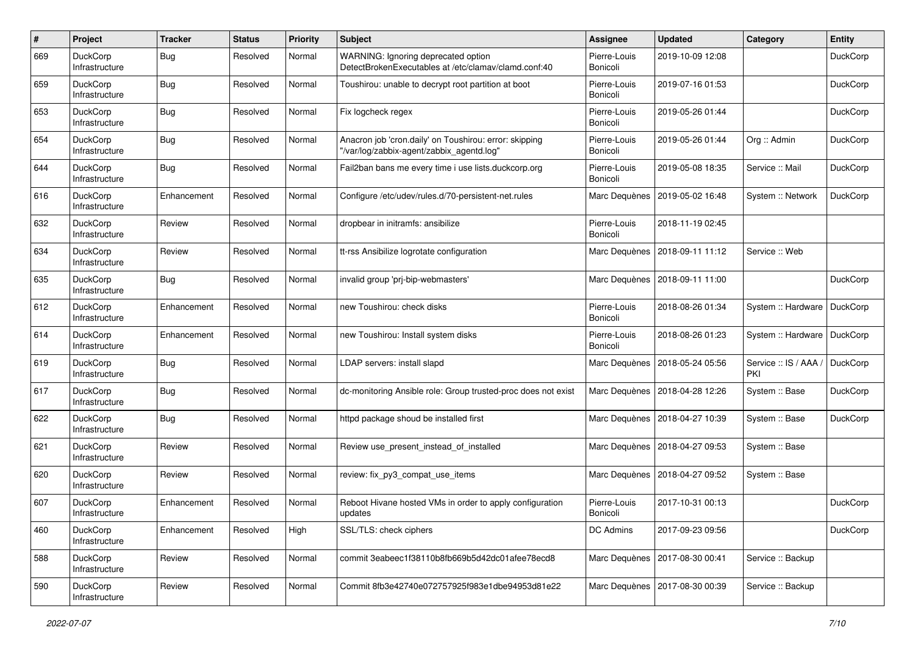| # | Project | Tracker | Status | Priority | Subject | Assignee | Updated | Category | Entity |
|---|---|---|---|---|---|---|---|---|---|
| 669 | DuckCorp Infrastructure | Bug | Resolved | Normal | WARNING: Ignoring deprecated option DetectBrokenExecutables at /etc/clamav/clamd.conf:40 | Pierre-Louis Bonicoli | 2019-10-09 12:08 | | DuckCorp |
| 659 | DuckCorp Infrastructure | Bug | Resolved | Normal | Toushirou: unable to decrypt root partition at boot | Pierre-Louis Bonicoli | 2019-07-16 01:53 | | DuckCorp |
| 653 | DuckCorp Infrastructure | Bug | Resolved | Normal | Fix logcheck regex | Pierre-Louis Bonicoli | 2019-05-26 01:44 | | DuckCorp |
| 654 | DuckCorp Infrastructure | Bug | Resolved | Normal | Anacron job 'cron.daily' on Toushirou: error: skipping "/var/log/zabbix-agent/zabbix_agentd.log" | Pierre-Louis Bonicoli | 2019-05-26 01:44 | Org :: Admin | DuckCorp |
| 644 | DuckCorp Infrastructure | Bug | Resolved | Normal | Fail2ban bans me every time i use lists.duckcorp.org | Pierre-Louis Bonicoli | 2019-05-08 18:35 | Service :: Mail | DuckCorp |
| 616 | DuckCorp Infrastructure | Enhancement | Resolved | Normal | Configure /etc/udev/rules.d/70-persistent-net.rules | Marc Dequènes | 2019-05-02 16:48 | System :: Network | DuckCorp |
| 632 | DuckCorp Infrastructure | Review | Resolved | Normal | dropbear in initramfs: ansibilize | Pierre-Louis Bonicoli | 2018-11-19 02:45 | | |
| 634 | DuckCorp Infrastructure | Review | Resolved | Normal | tt-rss Ansibilize logrotate configuration | Marc Dequènes | 2018-09-11 11:12 | Service :: Web | |
| 635 | DuckCorp Infrastructure | Bug | Resolved | Normal | invalid group 'prj-bip-webmasters' | Marc Dequènes | 2018-09-11 11:00 | | DuckCorp |
| 612 | DuckCorp Infrastructure | Enhancement | Resolved | Normal | new Toushirou: check disks | Pierre-Louis Bonicoli | 2018-08-26 01:34 | System :: Hardware | DuckCorp |
| 614 | DuckCorp Infrastructure | Enhancement | Resolved | Normal | new Toushirou: Install system disks | Pierre-Louis Bonicoli | 2018-08-26 01:23 | System :: Hardware | DuckCorp |
| 619 | DuckCorp Infrastructure | Bug | Resolved | Normal | LDAP servers: install slapd | Marc Dequènes | 2018-05-24 05:56 | Service :: IS / AAA / PKI | DuckCorp |
| 617 | DuckCorp Infrastructure | Bug | Resolved | Normal | dc-monitoring Ansible role: Group trusted-proc does not exist | Marc Dequènes | 2018-04-28 12:26 | System :: Base | DuckCorp |
| 622 | DuckCorp Infrastructure | Bug | Resolved | Normal | httpd package shoud be installed first | Marc Dequènes | 2018-04-27 10:39 | System :: Base | DuckCorp |
| 621 | DuckCorp Infrastructure | Review | Resolved | Normal | Review use_present_instead_of_installed | Marc Dequènes | 2018-04-27 09:53 | System :: Base | |
| 620 | DuckCorp Infrastructure | Review | Resolved | Normal | review: fix_py3_compat_use_items | Marc Dequènes | 2018-04-27 09:52 | System :: Base | |
| 607 | DuckCorp Infrastructure | Enhancement | Resolved | Normal | Reboot Hivane hosted VMs in order to apply configuration updates | Pierre-Louis Bonicoli | 2017-10-31 00:13 | | DuckCorp |
| 460 | DuckCorp Infrastructure | Enhancement | Resolved | High | SSL/TLS: check ciphers | DC Admins | 2017-09-23 09:56 | | DuckCorp |
| 588 | DuckCorp Infrastructure | Review | Resolved | Normal | commit 3eabeec1f38110b8fb669b5d42dc01afee78ecd8 | Marc Dequènes | 2017-08-30 00:41 | Service :: Backup | |
| 590 | DuckCorp Infrastructure | Review | Resolved | Normal | Commit 8fb3e42740e072757925f983e1dbe94953d81e22 | Marc Dequènes | 2017-08-30 00:39 | Service :: Backup | |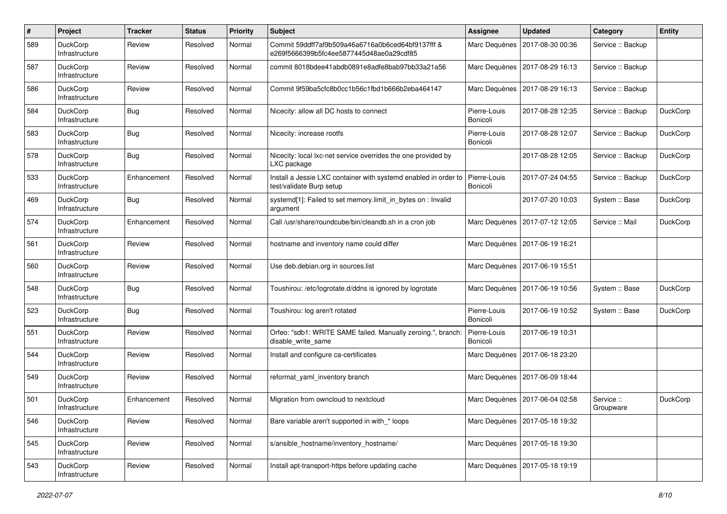| # | Project | Tracker | Status | Priority | Subject | Assignee | Updated | Category | Entity |
|---|---|---|---|---|---|---|---|---|---|
| 589 | DuckCorp Infrastructure | Review | Resolved | Normal | Commit 59ddff7af9b509a46a6716a0b6ced64bf9137fff & e269f5666399b5fc4ee5877445d48ae0a29cdf85 | Marc Dequènes | 2017-08-30 00:36 | Service :: Backup | |
| 587 | DuckCorp Infrastructure | Review | Resolved | Normal | commit 8018bdee41abdb0891e8adfe8bab97bb33a21a56 | Marc Dequènes | 2017-08-29 16:13 | Service :: Backup | |
| 586 | DuckCorp Infrastructure | Review | Resolved | Normal | Commit 9f59ba5cfc8b0cc1b56c1fbd1b666b2eba464147 | Marc Dequènes | 2017-08-29 16:13 | Service :: Backup | |
| 584 | DuckCorp Infrastructure | Bug | Resolved | Normal | Nicecity: allow all DC hosts to connect | Pierre-Louis Bonicoli | 2017-08-28 12:35 | Service :: Backup | DuckCorp |
| 583 | DuckCorp Infrastructure | Bug | Resolved | Normal | Nicecity: increase rootfs | Pierre-Louis Bonicoli | 2017-08-28 12:07 | Service :: Backup | DuckCorp |
| 578 | DuckCorp Infrastructure | Bug | Resolved | Normal | Nicecity: local lxc-net service overrides the one provided by LXC package | | 2017-08-28 12:05 | Service :: Backup | DuckCorp |
| 533 | DuckCorp Infrastructure | Enhancement | Resolved | Normal | Install a Jessie LXC container with systemd enabled in order to test/validate Burp setup | Pierre-Louis Bonicoli | 2017-07-24 04:55 | Service :: Backup | DuckCorp |
| 469 | DuckCorp Infrastructure | Bug | Resolved | Normal | systemd[1]: Failed to set memory.limit_in_bytes on : Invalid argument | | 2017-07-20 10:03 | System :: Base | DuckCorp |
| 574 | DuckCorp Infrastructure | Enhancement | Resolved | Normal | Call /usr/share/roundcube/bin/cleandb.sh in a cron job | Marc Dequènes | 2017-07-12 12:05 | Service :: Mail | DuckCorp |
| 561 | DuckCorp Infrastructure | Review | Resolved | Normal | hostname and inventory name could differ | Marc Dequènes | 2017-06-19 16:21 | | |
| 560 | DuckCorp Infrastructure | Review | Resolved | Normal | Use deb.debian.org in sources.list | Marc Dequènes | 2017-06-19 15:51 | | |
| 548 | DuckCorp Infrastructure | Bug | Resolved | Normal | Toushirou: /etc/logrotate.d/ddns is ignored by logrotate | Marc Dequènes | 2017-06-19 10:56 | System :: Base | DuckCorp |
| 523 | DuckCorp Infrastructure | Bug | Resolved | Normal | Toushirou: log aren't rotated | Pierre-Louis Bonicoli | 2017-06-19 10:52 | System :: Base | DuckCorp |
| 551 | DuckCorp Infrastructure | Review | Resolved | Normal | Orfeo: "sdb1: WRITE SAME failed. Manually zeroing.", branch: disable_write_same | Pierre-Louis Bonicoli | 2017-06-19 10:31 | | |
| 544 | DuckCorp Infrastructure | Review | Resolved | Normal | Install and configure ca-certificates | Marc Dequènes | 2017-06-18 23:20 | | |
| 549 | DuckCorp Infrastructure | Review | Resolved | Normal | reformat_yaml_inventory branch | Marc Dequènes | 2017-06-09 18:44 | | |
| 501 | DuckCorp Infrastructure | Enhancement | Resolved | Normal | Migration from owncloud to nextcloud | Marc Dequènes | 2017-06-04 02:58 | Service :: Groupware | DuckCorp |
| 546 | DuckCorp Infrastructure | Review | Resolved | Normal | Bare variable aren't supported in with_* loops | Marc Dequènes | 2017-05-18 19:32 | | |
| 545 | DuckCorp Infrastructure | Review | Resolved | Normal | s/ansible_hostname/inventory_hostname/ | Marc Dequènes | 2017-05-18 19:30 | | |
| 543 | DuckCorp Infrastructure | Review | Resolved | Normal | Install apt-transport-https before updating cache | Marc Dequènes | 2017-05-18 19:19 | | |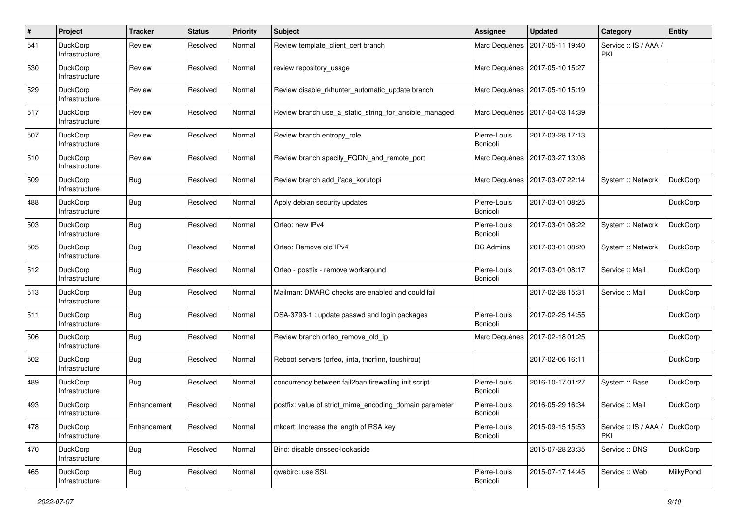| # | Project | Tracker | Status | Priority | Subject | Assignee | Updated | Category | Entity |
|---|---|---|---|---|---|---|---|---|---|
| 541 | DuckCorp Infrastructure | Review | Resolved | Normal | Review template_client_cert branch | Marc Dequènes | 2017-05-11 19:40 | Service :: IS / AAA / PKI | |
| 530 | DuckCorp Infrastructure | Review | Resolved | Normal | review repository_usage | Marc Dequènes | 2017-05-10 15:27 | | |
| 529 | DuckCorp Infrastructure | Review | Resolved | Normal | Review disable_rkhunter_automatic_update branch | Marc Dequènes | 2017-05-10 15:19 | | |
| 517 | DuckCorp Infrastructure | Review | Resolved | Normal | Review branch use_a_static_string_for_ansible_managed | Marc Dequènes | 2017-04-03 14:39 | | |
| 507 | DuckCorp Infrastructure | Review | Resolved | Normal | Review branch entropy_role | Pierre-Louis Bonicoli | 2017-03-28 17:13 | | |
| 510 | DuckCorp Infrastructure | Review | Resolved | Normal | Review branch specify_FQDN_and_remote_port | Marc Dequènes | 2017-03-27 13:08 | | |
| 509 | DuckCorp Infrastructure | Bug | Resolved | Normal | Review branch add_iface_korutopi | Marc Dequènes | 2017-03-07 22:14 | System :: Network | DuckCorp |
| 488 | DuckCorp Infrastructure | Bug | Resolved | Normal | Apply debian security updates | Pierre-Louis Bonicoli | 2017-03-01 08:25 | | DuckCorp |
| 503 | DuckCorp Infrastructure | Bug | Resolved | Normal | Orfeo: new IPv4 | Pierre-Louis Bonicoli | 2017-03-01 08:22 | System :: Network | DuckCorp |
| 505 | DuckCorp Infrastructure | Bug | Resolved | Normal | Orfeo: Remove old IPv4 | DC Admins | 2017-03-01 08:20 | System :: Network | DuckCorp |
| 512 | DuckCorp Infrastructure | Bug | Resolved | Normal | Orfeo - postfix - remove workaround | Pierre-Louis Bonicoli | 2017-03-01 08:17 | Service :: Mail | DuckCorp |
| 513 | DuckCorp Infrastructure | Bug | Resolved | Normal | Mailman: DMARC checks are enabled and could fail | | 2017-02-28 15:31 | Service :: Mail | DuckCorp |
| 511 | DuckCorp Infrastructure | Bug | Resolved | Normal | DSA-3793-1 : update passwd and login packages | Pierre-Louis Bonicoli | 2017-02-25 14:55 | | DuckCorp |
| 506 | DuckCorp Infrastructure | Bug | Resolved | Normal | Review branch orfeo_remove_old_ip | Marc Dequènes | 2017-02-18 01:25 | | DuckCorp |
| 502 | DuckCorp Infrastructure | Bug | Resolved | Normal | Reboot servers (orfeo, jinta, thorfinn, toushirou) | | 2017-02-06 16:11 | | DuckCorp |
| 489 | DuckCorp Infrastructure | Bug | Resolved | Normal | concurrency between fail2ban firewalling init script | Pierre-Louis Bonicoli | 2016-10-17 01:27 | System :: Base | DuckCorp |
| 493 | DuckCorp Infrastructure | Enhancement | Resolved | Normal | postfix: value of strict_mime_encoding_domain parameter | Pierre-Louis Bonicoli | 2016-05-29 16:34 | Service :: Mail | DuckCorp |
| 478 | DuckCorp Infrastructure | Enhancement | Resolved | Normal | mkcert: Increase the length of RSA key | Pierre-Louis Bonicoli | 2015-09-15 15:53 | Service :: IS / AAA / PKI | DuckCorp |
| 470 | DuckCorp Infrastructure | Bug | Resolved | Normal | Bind: disable dnssec-lookaside | | 2015-07-28 23:35 | Service :: DNS | DuckCorp |
| 465 | DuckCorp Infrastructure | Bug | Resolved | Normal | qwebirc: use SSL | Pierre-Louis Bonicoli | 2015-07-17 14:45 | Service :: Web | MilkyPond |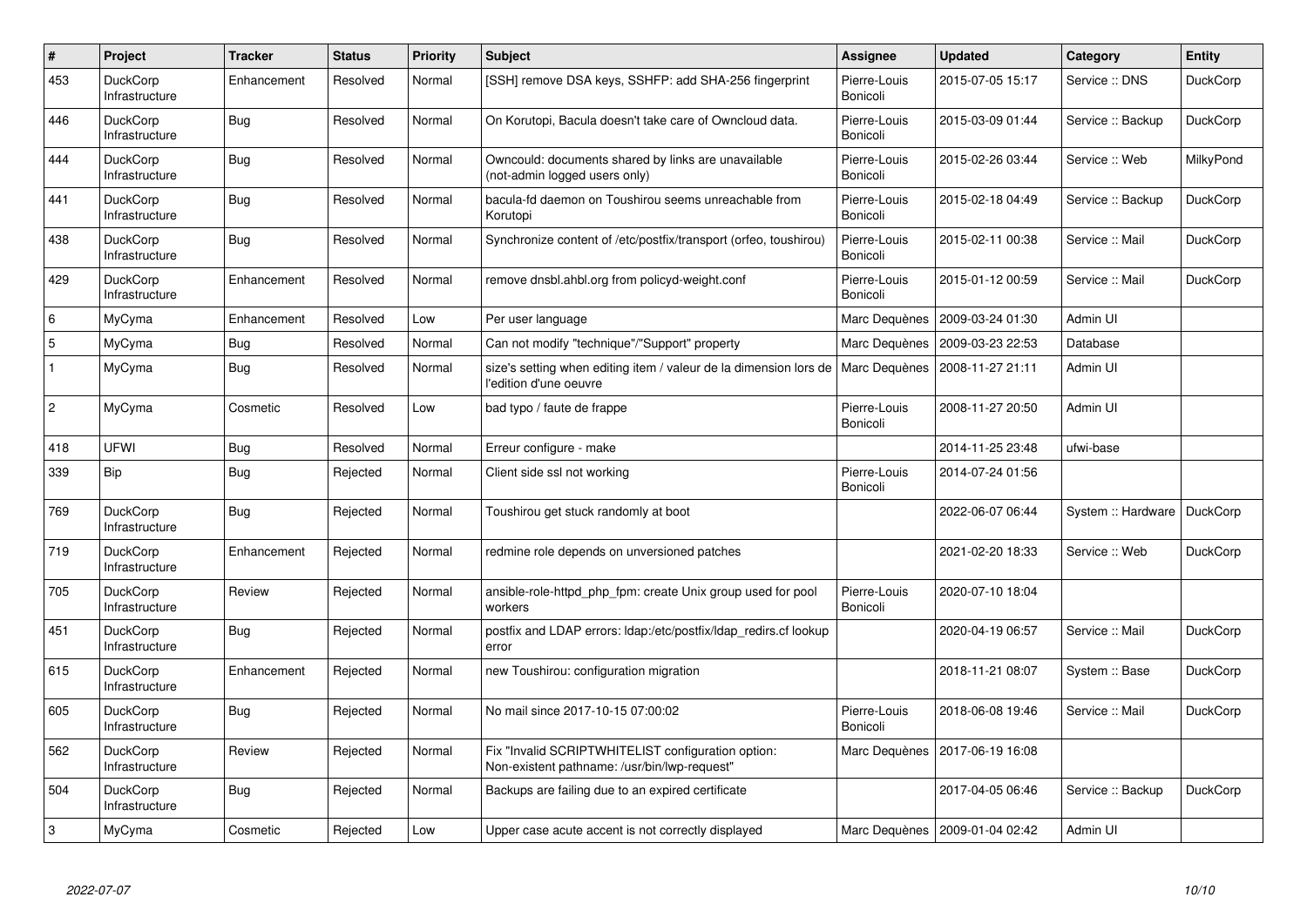| # | Project | Tracker | Status | Priority | Subject | Assignee | Updated | Category | Entity |
|---|---|---|---|---|---|---|---|---|---|
| 453 | DuckCorp Infrastructure | Enhancement | Resolved | Normal | [SSH] remove DSA keys, SSHFP: add SHA-256 fingerprint | Pierre-Louis Bonicoli | 2015-07-05 15:17 | Service :: DNS | DuckCorp |
| 446 | DuckCorp Infrastructure | Bug | Resolved | Normal | On Korutopi, Bacula doesn't take care of Owncloud data. | Pierre-Louis Bonicoli | 2015-03-09 01:44 | Service :: Backup | DuckCorp |
| 444 | DuckCorp Infrastructure | Bug | Resolved | Normal | Owncould: documents shared by links are unavailable (not-admin logged users only) | Pierre-Louis Bonicoli | 2015-02-26 03:44 | Service :: Web | MilkyPond |
| 441 | DuckCorp Infrastructure | Bug | Resolved | Normal | bacula-fd daemon on Toushirou seems unreachable from Korutopi | Pierre-Louis Bonicoli | 2015-02-18 04:49 | Service :: Backup | DuckCorp |
| 438 | DuckCorp Infrastructure | Bug | Resolved | Normal | Synchronize content of /etc/postfix/transport (orfeo, toushirou) | Pierre-Louis Bonicoli | 2015-02-11 00:38 | Service :: Mail | DuckCorp |
| 429 | DuckCorp Infrastructure | Enhancement | Resolved | Normal | remove dnsbl.ahbl.org from policyd-weight.conf | Pierre-Louis Bonicoli | 2015-01-12 00:59 | Service :: Mail | DuckCorp |
| 6 | MyCyma | Enhancement | Resolved | Low | Per user language | Marc Dequènes | 2009-03-24 01:30 | Admin UI | |
| 5 | MyCyma | Bug | Resolved | Normal | Can not modify "technique"/"Support" property | Marc Dequènes | 2009-03-23 22:53 | Database | |
| 1 | MyCyma | Bug | Resolved | Normal | size's setting when editing item / valeur de la dimension lors de l'edition d'une oeuvre | Marc Dequènes | 2008-11-27 21:11 | Admin UI | |
| 2 | MyCyma | Cosmetic | Resolved | Low | bad typo / faute de frappe | Pierre-Louis Bonicoli | 2008-11-27 20:50 | Admin UI | |
| 418 | UFWI | Bug | Resolved | Normal | Erreur configure - make | | 2014-11-25 23:48 | ufwi-base | |
| 339 | Bip | Bug | Rejected | Normal | Client side ssl not working | Pierre-Louis Bonicoli | 2014-07-24 01:56 | | |
| 769 | DuckCorp Infrastructure | Bug | Rejected | Normal | Toushirou get stuck randomly at boot | | 2022-06-07 06:44 | System :: Hardware | DuckCorp |
| 719 | DuckCorp Infrastructure | Enhancement | Rejected | Normal | redmine role depends on unversioned patches | | 2021-02-20 18:33 | Service :: Web | DuckCorp |
| 705 | DuckCorp Infrastructure | Review | Rejected | Normal | ansible-role-httpd_php_fpm: create Unix group used for pool workers | Pierre-Louis Bonicoli | 2020-07-10 18:04 | | |
| 451 | DuckCorp Infrastructure | Bug | Rejected | Normal | postfix and LDAP errors: ldap:/etc/postfix/ldap_redirs.cf lookup error | | 2020-04-19 06:57 | Service :: Mail | DuckCorp |
| 615 | DuckCorp Infrastructure | Enhancement | Rejected | Normal | new Toushirou: configuration migration | | 2018-11-21 08:07 | System :: Base | DuckCorp |
| 605 | DuckCorp Infrastructure | Bug | Rejected | Normal | No mail since 2017-10-15 07:00:02 | Pierre-Louis Bonicoli | 2018-06-08 19:46 | Service :: Mail | DuckCorp |
| 562 | DuckCorp Infrastructure | Review | Rejected | Normal | Fix "Invalid SCRIPTWHITELIST configuration option: Non-existent pathname: /usr/bin/lwp-request" | Marc Dequènes | 2017-06-19 16:08 | | |
| 504 | DuckCorp Infrastructure | Bug | Rejected | Normal | Backups are failing due to an expired certificate | | 2017-04-05 06:46 | Service :: Backup | DuckCorp |
| 3 | MyCyma | Cosmetic | Rejected | Low | Upper case acute accent is not correctly displayed | Marc Dequènes | 2009-01-04 02:42 | Admin UI | |